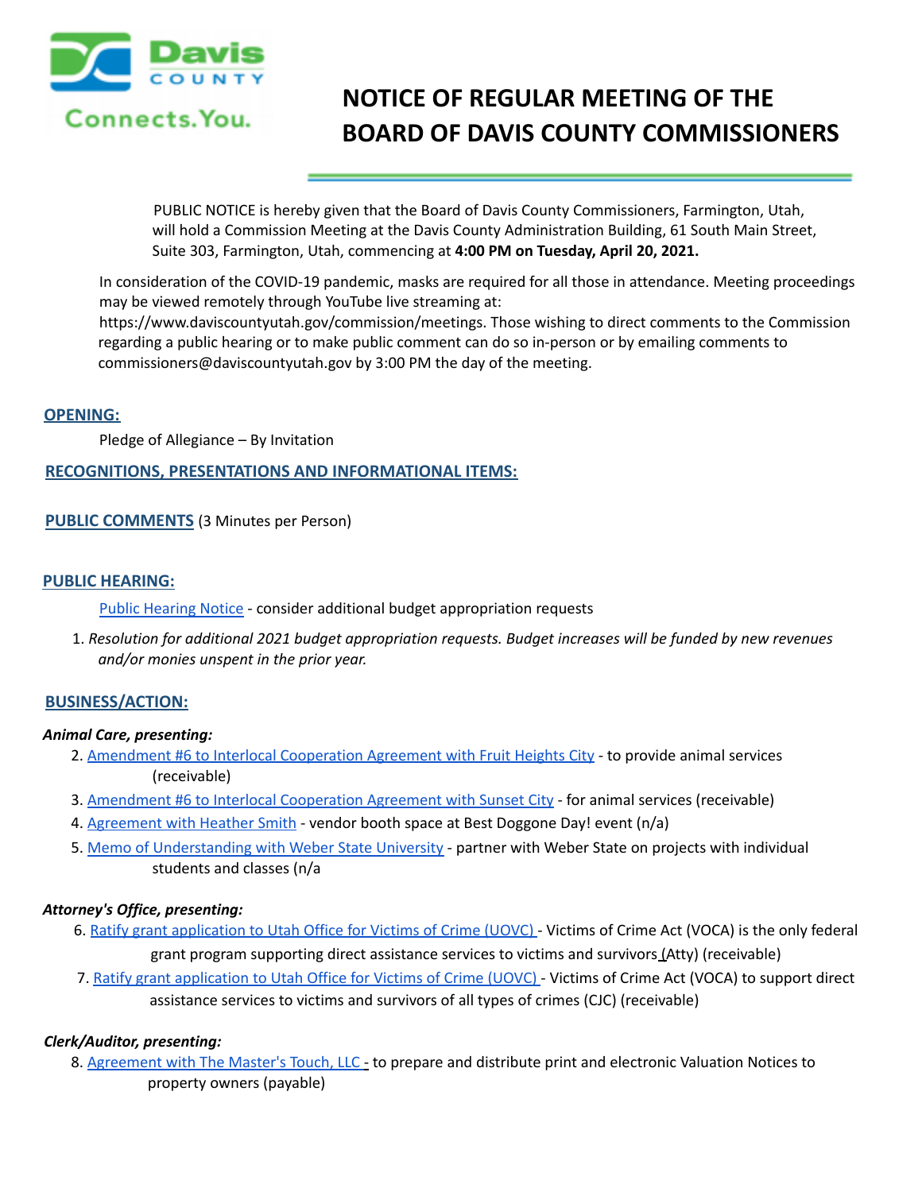# NOTICE OF REGULAR MEETING OF THE BOARD OF DAVIS COUNTY COMMISSIONERS

PUBLIC NOTICE is hereby given that the Board of Davis County Commissioners, Farmington, Utah, will hold a Commission Meeting at the Davis County Administration Building, 61 South Main Street, Suite 303, Farmington, Utah, commencing at **4:00 PM on Tuesday, April 20, 2021.**

In consideration of the COVID-19 pandemic, masks are required for all those in attendance. Meeting proceedings may be viewed remotely through YouTube live streaming at: https://www.daviscountyutah.gov/commission/meetings. Those wishing to direct comments to the Commission regarding a public hearing or to make public comment can do so in-person or by emailing comments to commissioners@daviscountyutah.gov by 3:00 PM the day of the meeting.

## OPENING:

Pledge of Allegiance – By Invitation

## RECOGNITIONS, PRESENTATIONS AND INFORMATIONAL ITEMS:

## PUBLIC COMMENTS (3 Minutes per Person)

## PUBLIC HEARING:

Public Hearing Notice - consider additional budget appropriation requests

1. *Resolution for additional 2021 budget appropriation requests. Budget increases will be funded by new revenues and/or monies unspent in the prior year.*

## BUSINESS/ACTION:

***Animal Care, presenting:***

2. Amendment #6 to Interlocal Cooperation Agreement with Fruit Heights City - to provide animal services (receivable)
3. Amendment #6 to Interlocal Cooperation Agreement with Sunset City - for animal services (receivable)
4. Agreement with Heather Smith - vendor booth space at Best Doggone Day! event (n/a)
5. Memo of Understanding with Weber State University - partner with Weber State on projects with individual students and classes (n/a

***Attorney's Office, presenting:***

6. Ratify grant application to Utah Office for Victims of Crime (UOVC) - Victims of Crime Act (VOCA) is the only federal grant program supporting direct assistance services to victims and survivors (Atty) (receivable)
7. Ratify grant application to Utah Office for Victims of Crime (UOVC) - Victims of Crime Act (VOCA) to support direct assistance services to victims and survivors of all types of crimes (CJC) (receivable)

***Clerk/Auditor, presenting:***

8. Agreement with The Master's Touch, LLC - to prepare and distribute print and electronic Valuation Notices to property owners (payable)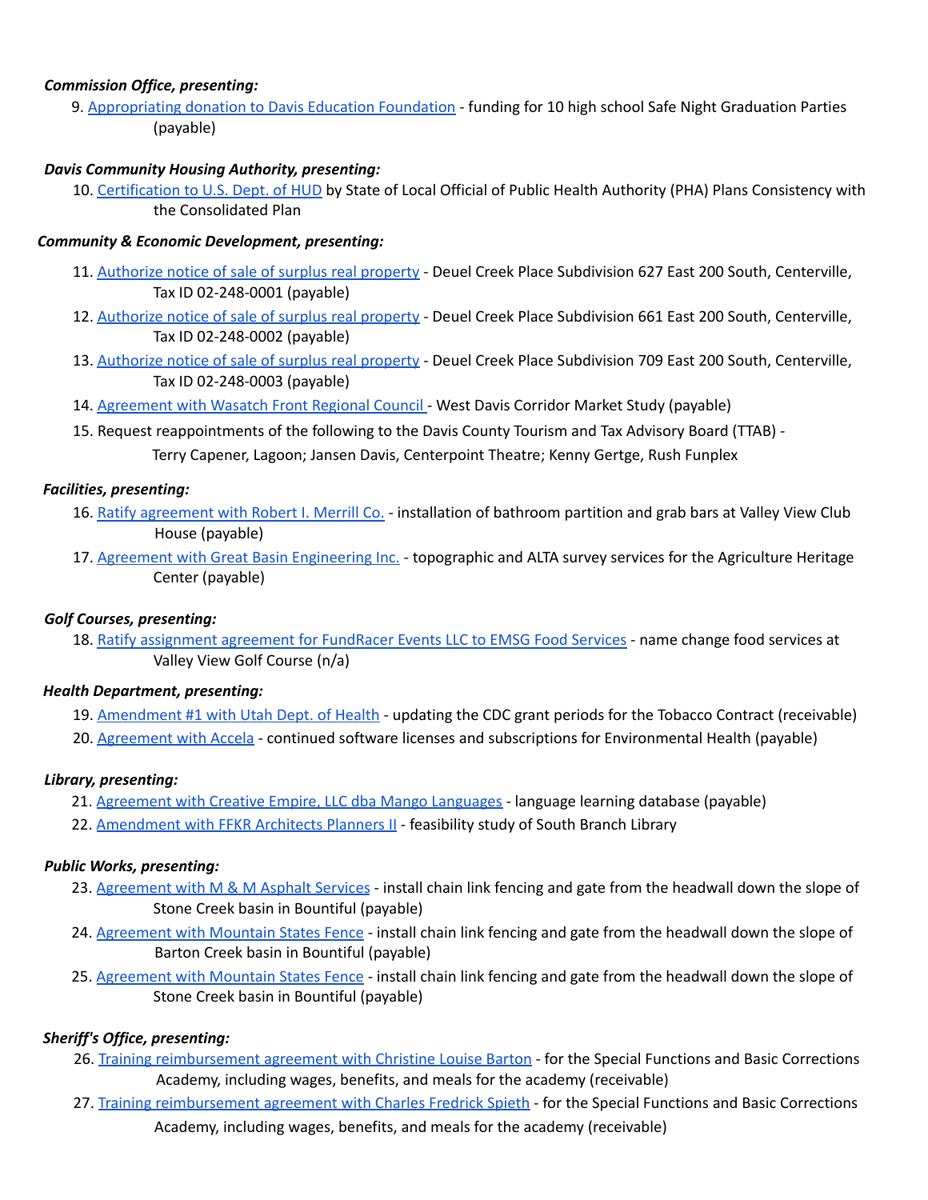***Commission Office, presenting:***

9. Appropriating donation to Davis Education Foundation - funding for 10 high school Safe Night Graduation Parties (payable)

***Davis Community Housing Authority, presenting:***

10. Certification to U.S. Dept. of HUD by State of Local Official of Public Health Authority (PHA) Plans Consistency with the Consolidated Plan

***Community & Economic Development, presenting:***

11. Authorize notice of sale of surplus real property - Deuel Creek Place Subdivision 627 East 200 South, Centerville, Tax ID 02-248-0001 (payable)
12. Authorize notice of sale of surplus real property - Deuel Creek Place Subdivision 661 East 200 South, Centerville, Tax ID 02-248-0002 (payable)
13. Authorize notice of sale of surplus real property - Deuel Creek Place Subdivision 709 East 200 South, Centerville, Tax ID 02-248-0003 (payable)
14. Agreement with Wasatch Front Regional Council - West Davis Corridor Market Study (payable)
15. Request reappointments of the following to the Davis County Tourism and Tax Advisory Board (TTAB) - Terry Capener, Lagoon; Jansen Davis, Centerpoint Theatre; Kenny Gertge, Rush Funplex

***Facilities, presenting:***

16. Ratify agreement with Robert I. Merrill Co. - installation of bathroom partition and grab bars at Valley View Club House (payable)
17. Agreement with Great Basin Engineering Inc. - topographic and ALTA survey services for the Agriculture Heritage Center (payable)

***Golf Courses, presenting:***

18. Ratify assignment agreement for FundRacer Events LLC to EMSG Food Services - name change food services at Valley View Golf Course (n/a)

***Health Department, presenting:***

19. Amendment #1 with Utah Dept. of Health - updating the CDC grant periods for the Tobacco Contract (receivable)
20. Agreement with Accela - continued software licenses and subscriptions for Environmental Health (payable)

***Library, presenting:***

21. Agreement with Creative Empire, LLC dba Mango Languages - language learning database (payable)
22. Amendment with FFKR Architects Planners II - feasibility study of South Branch Library

***Public Works, presenting:***

23. Agreement with M & M Asphalt Services - install chain link fencing and gate from the headwall down the slope of Stone Creek basin in Bountiful (payable)
24. Agreement with Mountain States Fence - install chain link fencing and gate from the headwall down the slope of Barton Creek basin in Bountiful (payable)
25. Agreement with Mountain States Fence - install chain link fencing and gate from the headwall down the slope of Stone Creek basin in Bountiful (payable)

***Sheriff's Office, presenting:***

26. Training reimbursement agreement with Christine Louise Barton - for the Special Functions and Basic Corrections Academy, including wages, benefits, and meals for the academy (receivable)
27. Training reimbursement agreement with Charles Fredrick Spieth - for the Special Functions and Basic Corrections Academy, including wages, benefits, and meals for the academy (receivable)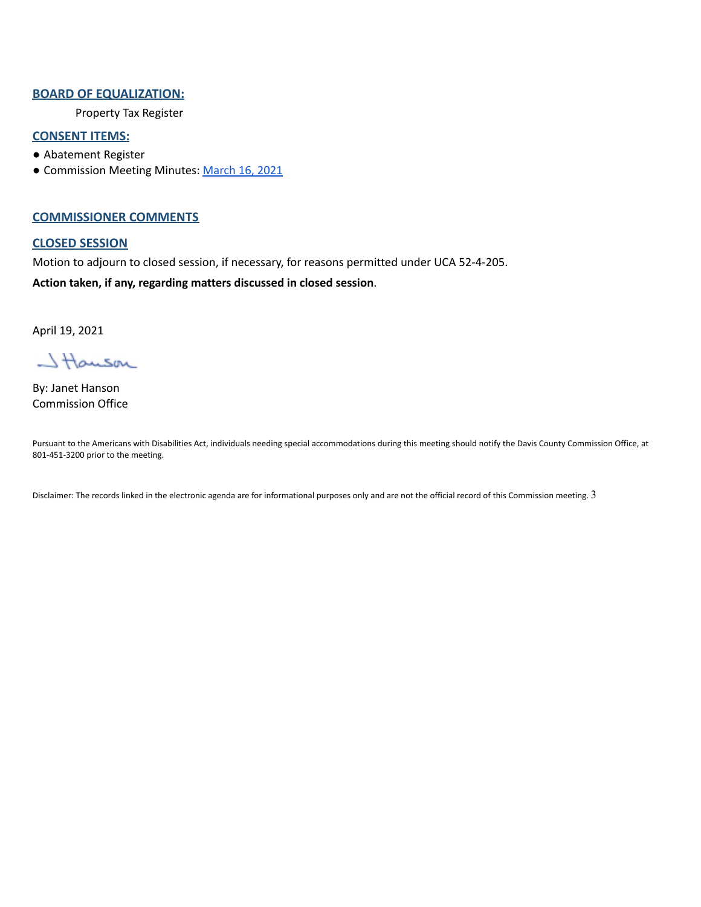## BOARD OF EQUALIZATION:

Property Tax Register

## CONSENT ITEMS:

- Abatement Register
- Commission Meeting Minutes: March 16, 2021

## COMMISSIONER COMMENTS

## CLOSED SESSION

Motion to adjourn to closed session, if necessary, for reasons permitted under UCA 52-4-205.

**Action taken, if any, regarding matters discussed in closed session**.

April 19, 2021

J Hanson

By: Janet Hanson
Commission Office

Pursuant to the Americans with Disabilities Act, individuals needing special accommodations during this meeting should notify the Davis County Commission Office, at 801-451-3200 prior to the meeting.

Disclaimer: The records linked in the electronic agenda are for informational purposes only and are not the official record of this Commission meeting.